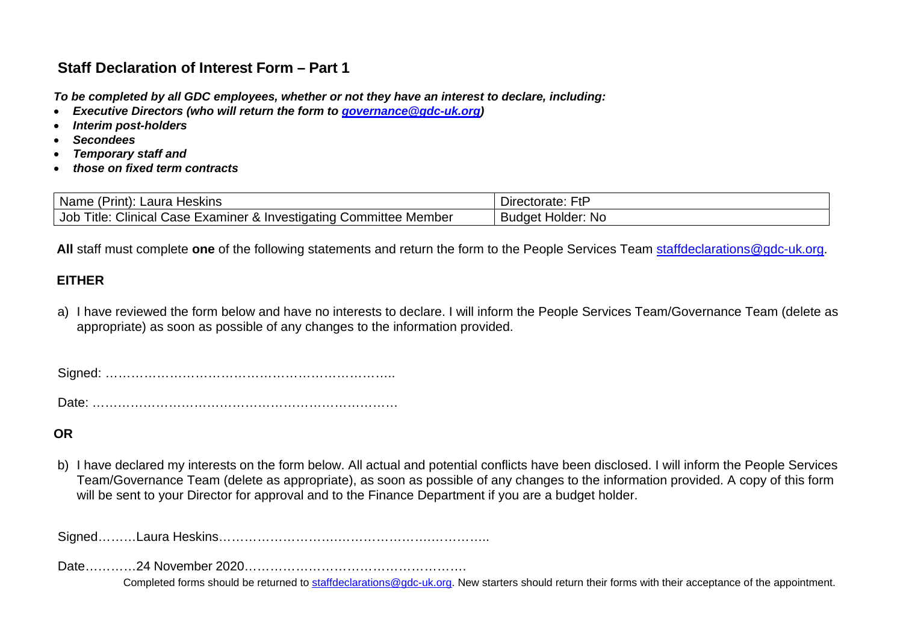## Staff Declaration of Interest Form – Part 1

***To be completed by all GDC employees, whether or not they have an interest to declare, including:***

- ***Executive Directors (who will return the form to governance@gdc-uk.org)***
- ***Interim post-holders***
- ***Secondees***
- ***Temporary staff and***
- ***those on fixed term contracts***

| Name (Print): Laura Heskins | Directorate: FtP |
|---|---|
| Job Title: Clinical Case Examiner & Investigating Committee Member | Budget Holder: No |

**All** staff must complete **one** of the following statements and return the form to the People Services Team staffdeclarations@gdc-uk.org.

**EITHER**

a) I have reviewed the form below and have no interests to declare. I will inform the People Services Team/Governance Team (delete as appropriate) as soon as possible of any changes to the information provided.

Signed: ……………………………………………………………..

Date: ………………………………………………………………

**OR**

b) I have declared my interests on the form below. All actual and potential conflicts have been disclosed. I will inform the People Services Team/Governance Team (delete as appropriate), as soon as possible of any changes to the information provided. A copy of this form will be sent to your Director for approval and to the Finance Department if you are a budget holder.

Signed………Laura Heskins…………………….……………………….……………..

Date…………24 November 2020…………………………….………………

Completed forms should be returned to staffdeclarations@gdc-uk.org. New starters should return their forms with their acceptance of the appointment.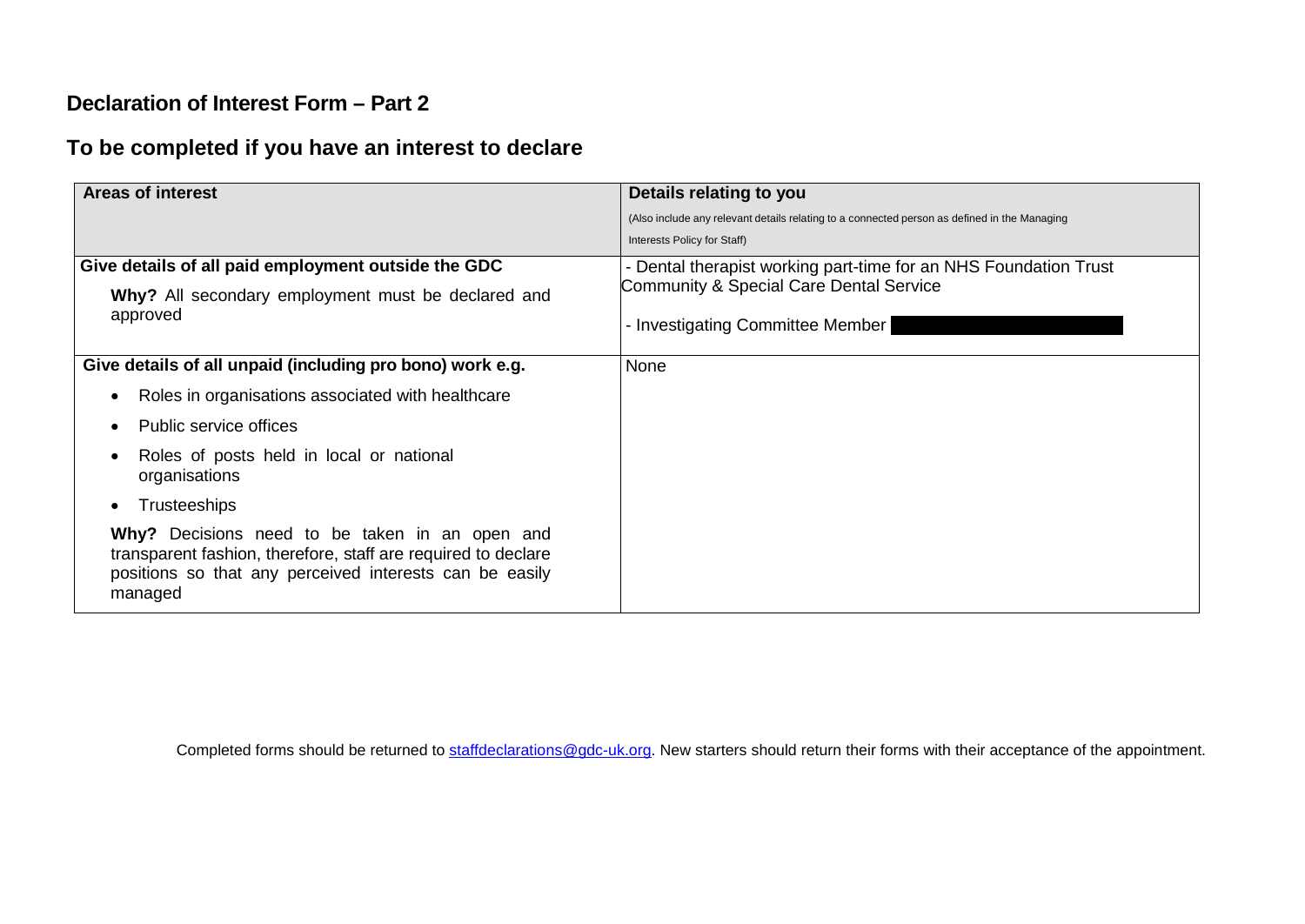## Declaration of Interest Form – Part 2

## To be completed if you have an interest to declare

| Areas of interest | Details relating to you<br>(Also include any relevant details relating to a connected person as defined in the Managing Interests Policy for Staff) |
|---|---|
| **Give details of all paid employment outside the GDC**<br>**Why?** All secondary employment must be declared and approved | - Dental therapist working part-time for an NHS Foundation Trust Community & Special Care Dental Service<br>- Investigating Committee Member |
| **Give details of all unpaid (including pro bono) work e.g.**<br>• Roles in organisations associated with healthcare<br>• Public service offices<br>• Roles of posts held in local or national organisations<br>• Trusteeships<br>**Why?** Decisions need to be taken in an open and transparent fashion, therefore, staff are required to declare positions so that any perceived interests can be easily managed | None |

Completed forms should be returned to staffdeclarations@gdc-uk.org. New starters should return their forms with their acceptance of the appointment.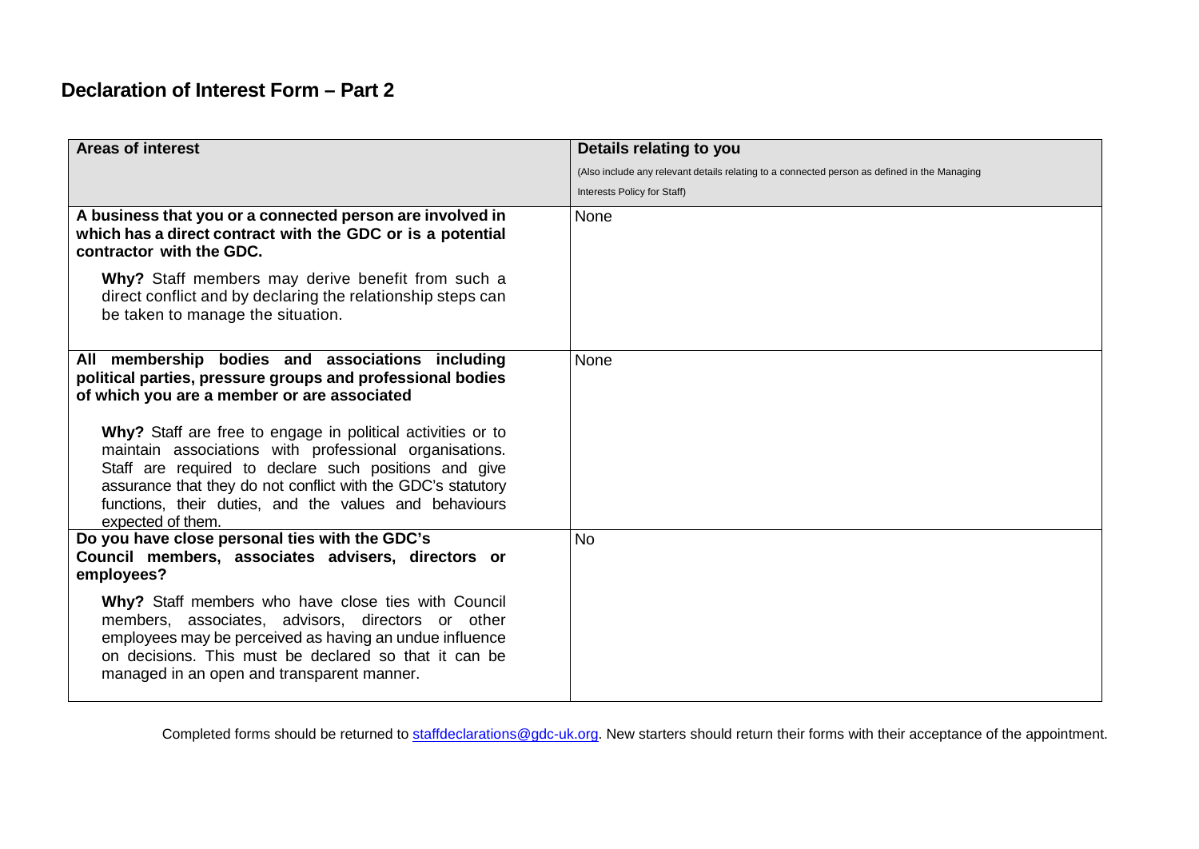## Declaration of Interest Form – Part 2

| Areas of interest | Details relating to you<br>(Also include any relevant details relating to a connected person as defined in the Managing Interests Policy for Staff) |
|---|---|
| **A business that you or a connected person are involved in which has a direct contract with the GDC or is a potential contractor with the GDC.**<br><br>**Why?** Staff members may derive benefit from such a direct conflict and by declaring the relationship steps can be taken to manage the situation. | None |
| **All membership bodies and associations including political parties, pressure groups and professional bodies of which you are a member or are associated**<br><br>**Why?** Staff are free to engage in political activities or to maintain associations with professional organisations. Staff are required to declare such positions and give assurance that they do not conflict with the GDC's statutory functions, their duties, and the values and behaviours expected of them. | None |
| **Do you have close personal ties with the GDC's Council members, associates advisers, directors or employees?**<br><br>**Why?** Staff members who have close ties with Council members, associates, advisors, directors or other employees may be perceived as having an undue influence on decisions. This must be declared so that it can be managed in an open and transparent manner. | No |

Completed forms should be returned to staffdeclarations@gdc-uk.org. New starters should return their forms with their acceptance of the appointment.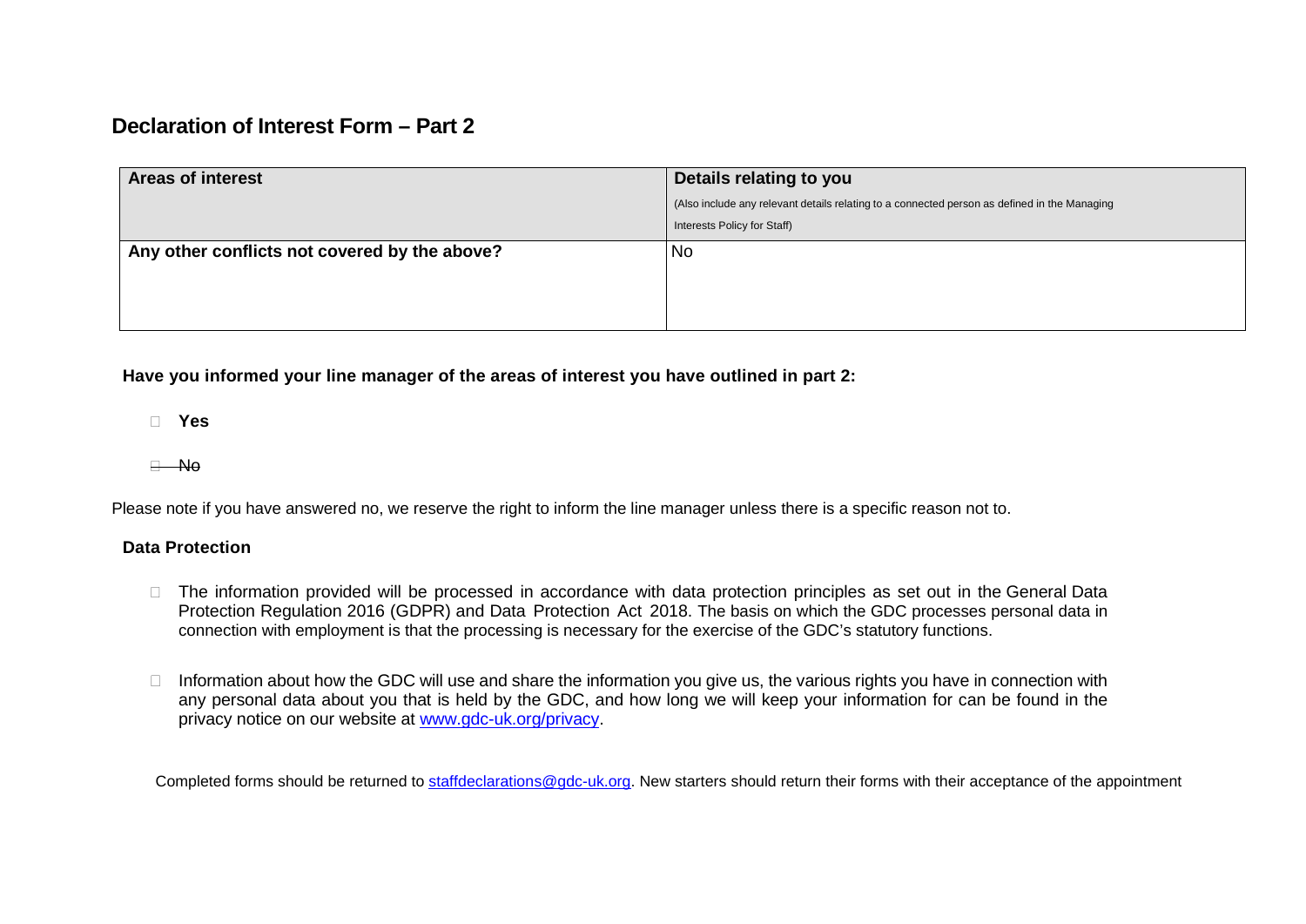## Declaration of Interest Form – Part 2

| Areas of interest | Details relating to you (Also include any relevant details relating to a connected person as defined in the Managing Interests Policy for Staff) |
|---|---|
| **Any other conflicts not covered by the above?** | No |

**Have you informed your line manager of the areas of interest you have outlined in part 2:**

- **Yes**
- ~~No~~

Please note if you have answered no, we reserve the right to inform the line manager unless there is a specific reason not to.

**Data Protection**

- The information provided will be processed in accordance with data protection principles as set out in the General Data Protection Regulation 2016 (GDPR) and Data Protection Act 2018. The basis on which the GDC processes personal data in connection with employment is that the processing is necessary for the exercise of the GDC's statutory functions.
- Information about how the GDC will use and share the information you give us, the various rights you have in connection with any personal data about you that is held by the GDC, and how long we will keep your information for can be found in the privacy notice on our website at [www.gdc-uk.org/privacy](www.gdc-uk.org/privacy).

Completed forms should be returned to [staffdeclarations@gdc-uk.org](mailto:staffdeclarations@gdc-uk.org). New starters should return their forms with their acceptance of the appointment